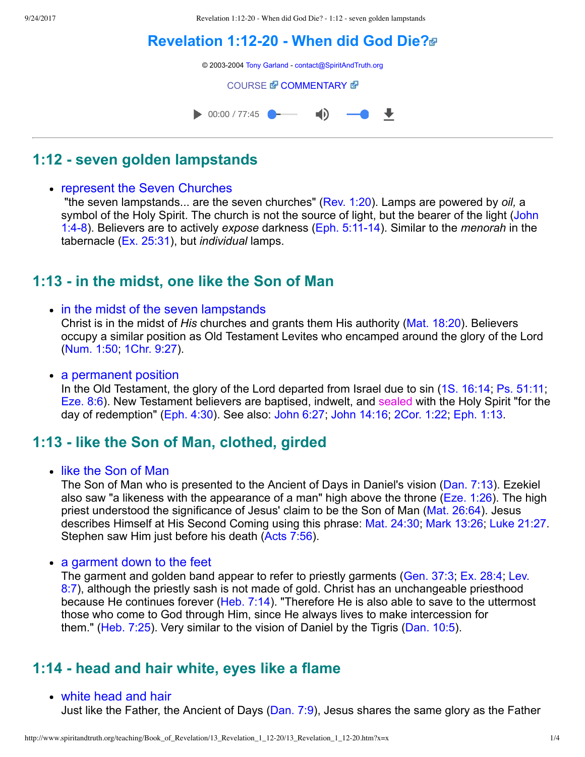# Revelation 1:12-20 - When did God Die?

© 2003-2004 Tony Garland - contact@SpiritAndTruth.org

COURSE COMMENTARY

00:00 / 77:45

---

## 1:12 - seven golden lampstands

- represent the Seven Churches
  "the seven lampstands... are the seven churches" (Rev. 1:20). Lamps are powered by *oil,* a symbol of the Holy Spirit. The church is not the source of light, but the bearer of the light (John 1:4-8). Believers are to actively *expose* darkness (Eph. 5:11-14). Similar to the *menorah* in the tabernacle (Ex. 25:31), but *individual* lamps.

## 1:13 - in the midst, one like the Son of Man

- in the midst of the seven lampstands
  Christ is in the midst of *His* churches and grants them His authority (Mat. 18:20). Believers occupy a similar position as Old Testament Levites who encamped around the glory of the Lord (Num. 1:50; 1Chr. 9:27).

- a permanent position
  In the Old Testament, the glory of the Lord departed from Israel due to sin (1S. 16:14; Ps. 51:11; Eze. 8:6). New Testament believers are baptised, indwelt, and sealed with the Holy Spirit "for the day of redemption" (Eph. 4:30). See also: John 6:27; John 14:16; 2Cor. 1:22; Eph. 1:13.

## 1:13 - like the Son of Man, clothed, girded

- like the Son of Man
  The Son of Man who is presented to the Ancient of Days in Daniel's vision (Dan. 7:13). Ezekiel also saw "a likeness with the appearance of a man" high above the throne (Eze. 1:26). The high priest understood the significance of Jesus' claim to be the Son of Man (Mat. 26:64). Jesus describes Himself at His Second Coming using this phrase: Mat. 24:30; Mark 13:26; Luke 21:27. Stephen saw Him just before his death (Acts 7:56).

- a garment down to the feet
  The garment and golden band appear to refer to priestly garments (Gen. 37:3; Ex. 28:4; Lev. 8:7), although the priestly sash is not made of gold. Christ has an unchangeable priesthood because He continues forever (Heb. 7:14). "Therefore He is also able to save to the uttermost those who come to God through Him, since He always lives to make intercession for them." (Heb. 7:25). Very similar to the vision of Daniel by the Tigris (Dan. 10:5).

## 1:14 - head and hair white, eyes like a flame

- white head and hair
  Just like the Father, the Ancient of Days (Dan. 7:9), Jesus shares the same glory as the Father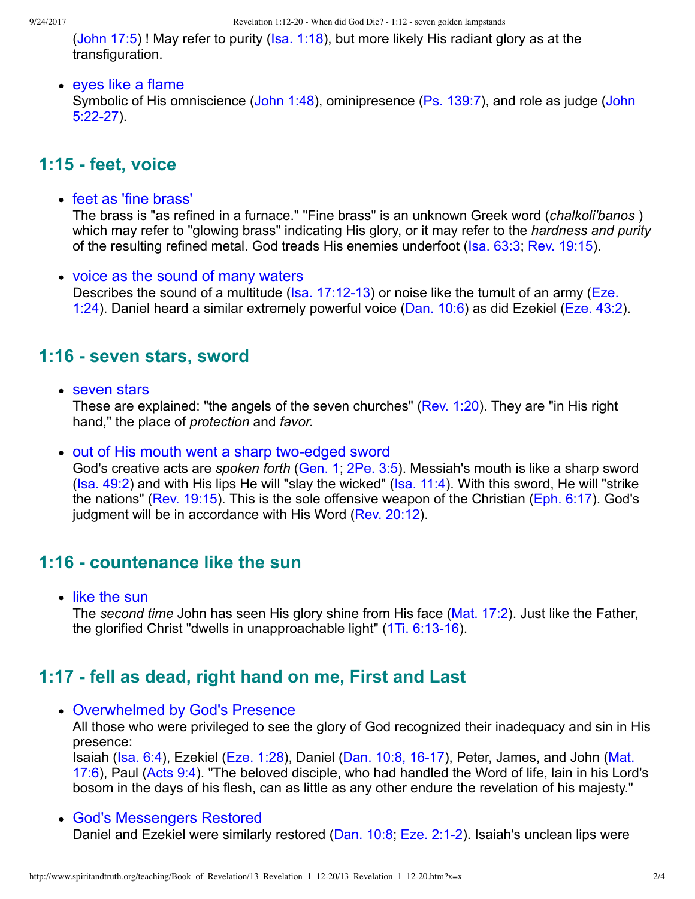(John 17:5) ! May refer to purity (Isa. 1:18), but more likely His radiant glory as at the transfiguration.

- eyes like a flame
  Symbolic of His omniscience (John 1:48), ominipresence (Ps. 139:7), and role as judge (John 5:22-27).

## 1:15 - feet, voice

- feet as 'fine brass'
  The brass is "as refined in a furnace." "Fine brass" is an unknown Greek word (*chalkoli'banos* ) which may refer to "glowing brass" indicating His glory, or it may refer to the *hardness and purity* of the resulting refined metal. God treads His enemies underfoot (Isa. 63:3; Rev. 19:15).

- voice as the sound of many waters
  Describes the sound of a multitude (Isa. 17:12-13) or noise like the tumult of an army (Eze. 1:24). Daniel heard a similar extremely powerful voice (Dan. 10:6) as did Ezekiel (Eze. 43:2).

## 1:16 - seven stars, sword

- seven stars
  These are explained: "the angels of the seven churches" (Rev. 1:20). They are "in His right hand," the place of *protection* and *favor.*

- out of His mouth went a sharp two-edged sword
  God's creative acts are *spoken forth* (Gen. 1; 2Pe. 3:5). Messiah's mouth is like a sharp sword (Isa. 49:2) and with His lips He will "slay the wicked" (Isa. 11:4). With this sword, He will "strike the nations" (Rev. 19:15). This is the sole offensive weapon of the Christian (Eph. 6:17). God's judgment will be in accordance with His Word (Rev. 20:12).

## 1:16 - countenance like the sun

- like the sun
  The *second time* John has seen His glory shine from His face (Mat. 17:2). Just like the Father, the glorified Christ "dwells in unapproachable light" (1Ti. 6:13-16).

## 1:17 - fell as dead, right hand on me, First and Last

- Overwhelmed by God's Presence
  All those who were privileged to see the glory of God recognized their inadequacy and sin in His presence:
  Isaiah (Isa. 6:4), Ezekiel (Eze. 1:28), Daniel (Dan. 10:8, 16-17), Peter, James, and John (Mat. 17:6), Paul (Acts 9:4). "The beloved disciple, who had handled the Word of life, lain in his Lord's bosom in the days of his flesh, can as little as any other endure the revelation of his majesty."

- God's Messengers Restored
  Daniel and Ezekiel were similarly restored (Dan. 10:8; Eze. 2:1-2). Isaiah's unclean lips were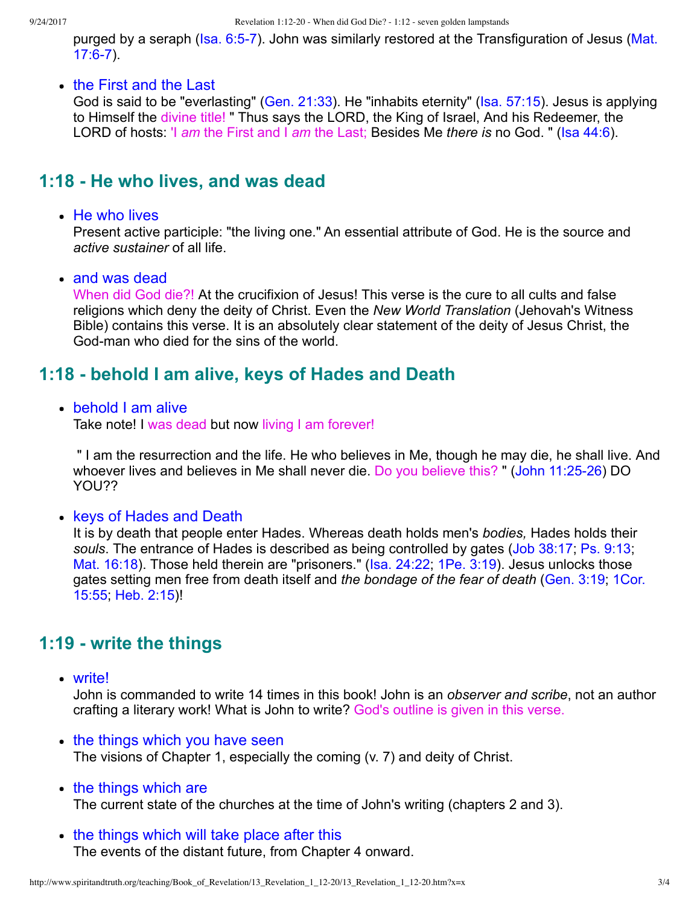purged by a seraph (Isa. 6:5-7). John was similarly restored at the Transfiguration of Jesus (Mat. 17:6-7).

- the First and the Last
  God is said to be "everlasting" (Gen. 21:33). He "inhabits eternity" (Isa. 57:15). Jesus is applying to Himself the divine title! " Thus says the LORD, the King of Israel, And his Redeemer, the LORD of hosts: 'I *am* the First and I *am* the Last; Besides Me *there is* no God. " (Isa 44:6).

## 1:18 - He who lives, and was dead

- He who lives
  Present active participle: "the living one." An essential attribute of God. He is the source and *active sustainer* of all life.

- and was dead
  When did God die?! At the crucifixion of Jesus! This verse is the cure to all cults and false religions which deny the deity of Christ. Even the *New World Translation* (Jehovah's Witness Bible) contains this verse. It is an absolutely clear statement of the deity of Jesus Christ, the God-man who died for the sins of the world.

## 1:18 - behold I am alive, keys of Hades and Death

- behold I am alive
  Take note! I was dead but now living I am forever!

  " I am the resurrection and the life. He who believes in Me, though he may die, he shall live. And whoever lives and believes in Me shall never die. Do you believe this? " (John 11:25-26) DO YOU??

- keys of Hades and Death
  It is by death that people enter Hades. Whereas death holds men's *bodies,* Hades holds their *souls*. The entrance of Hades is described as being controlled by gates (Job 38:17; Ps. 9:13; Mat. 16:18). Those held therein are "prisoners." (Isa. 24:22; 1Pe. 3:19). Jesus unlocks those gates setting men free from death itself and *the bondage of the fear of death* (Gen. 3:19; 1Cor. 15:55; Heb. 2:15)!

## 1:19 - write the things

- write!
  John is commanded to write 14 times in this book! John is an *observer and scribe*, not an author crafting a literary work! What is John to write? God's outline is given in this verse.

- the things which you have seen
  The visions of Chapter 1, especially the coming (v. 7) and deity of Christ.

- the things which are
  The current state of the churches at the time of John's writing (chapters 2 and 3).

- the things which will take place after this
  The events of the distant future, from Chapter 4 onward.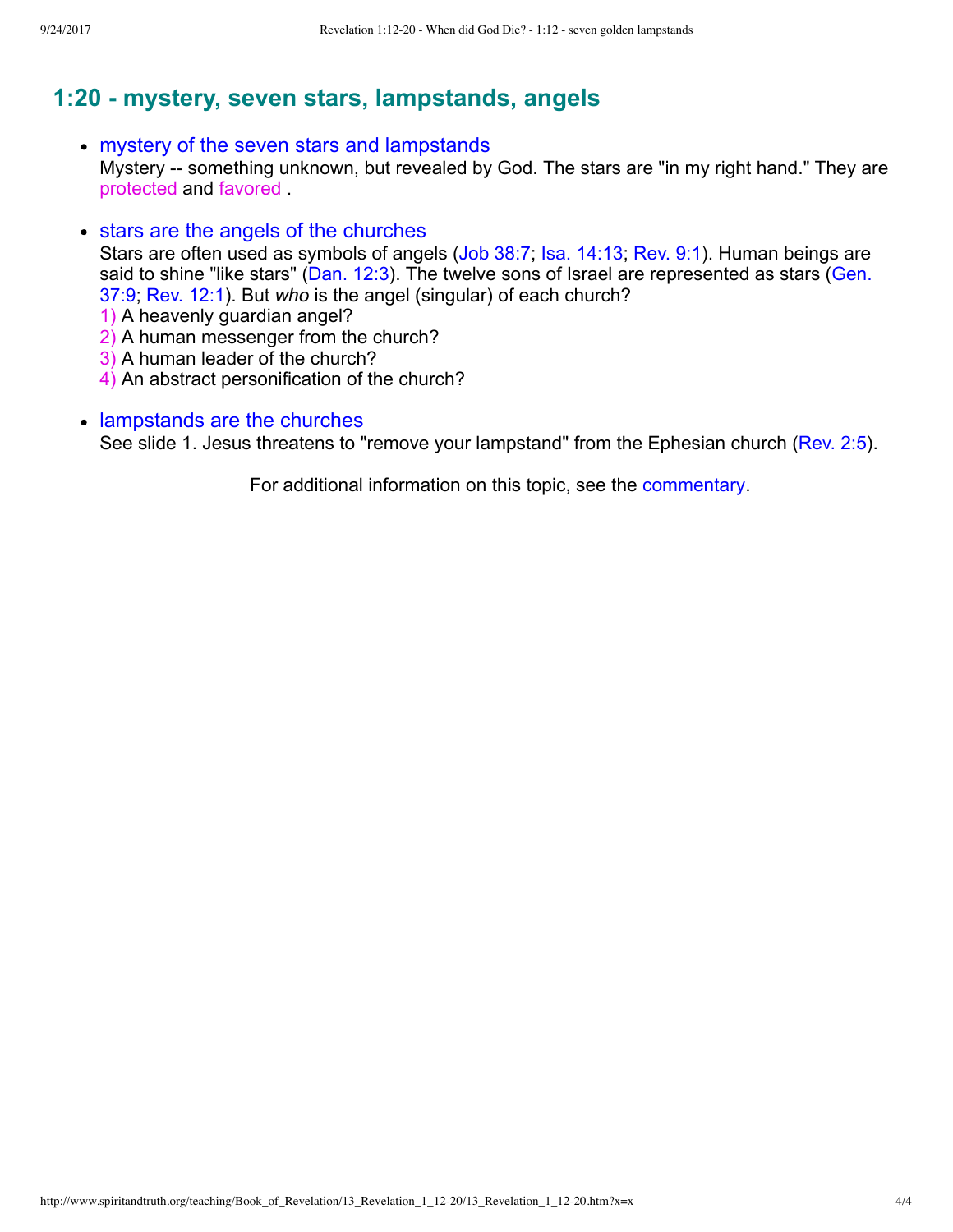## 1:20 - mystery, seven stars, lampstands, angels

- mystery of the seven stars and lampstands
  Mystery -- something unknown, but revealed by God. The stars are "in my right hand." They are protected and favored .

- stars are the angels of the churches
  Stars are often used as symbols of angels (Job 38:7; Isa. 14:13; Rev. 9:1). Human beings are said to shine "like stars" (Dan. 12:3). The twelve sons of Israel are represented as stars (Gen. 37:9; Rev. 12:1). But *who* is the angel (singular) of each church?
  1) A heavenly guardian angel?
  2) A human messenger from the church?
  3) A human leader of the church?
  4) An abstract personification of the church?

- lampstands are the churches
  See slide 1. Jesus threatens to "remove your lampstand" from the Ephesian church (Rev. 2:5).

For additional information on this topic, see the commentary.